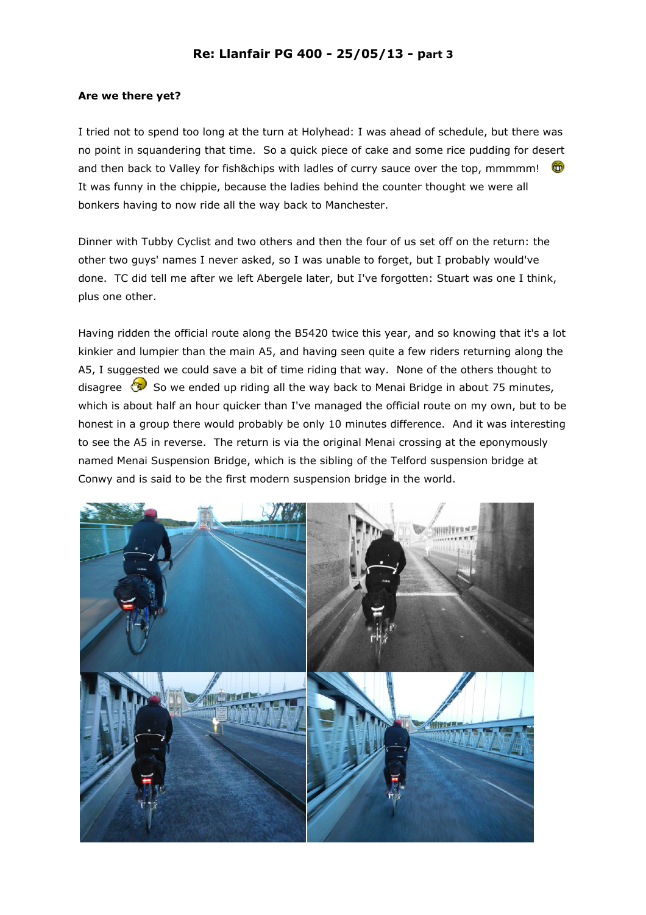# Re: Llanfair PG 400 - 25/05/13 - part 3

**Are we there yet?**

I tried not to spend too long at the turn at Holyhead: I was ahead of schedule, but there was no point in squandering that time. So a quick piece of cake and some rice pudding for desert and then back to Valley for fish&chips with ladles of curry sauce over the top, mmmmm! It was funny in the chippie, because the ladies behind the counter thought we were all bonkers having to now ride all the way back to Manchester.

Dinner with Tubby Cyclist and two others and then the four of us set off on the return: the other two guys' names I never asked, so I was unable to forget, but I probably would've done. TC did tell me after we left Abergele later, but I've forgotten: Stuart was one I think, plus one other.

Having ridden the official route along the B5420 twice this year, and so knowing that it's a lot kinkier and lumpier than the main A5, and having seen quite a few riders returning along the A5, I suggested we could save a bit of time riding that way. None of the others thought to disagree So we ended up riding all the way back to Menai Bridge in about 75 minutes, which is about half an hour quicker than I've managed the official route on my own, but to be honest in a group there would probably be only 10 minutes difference. And it was interesting to see the A5 in reverse. The return is via the original Menai crossing at the eponymously named Menai Suspension Bridge, which is the sibling of the Telford suspension bridge at Conwy and is said to be the first modern suspension bridge in the world.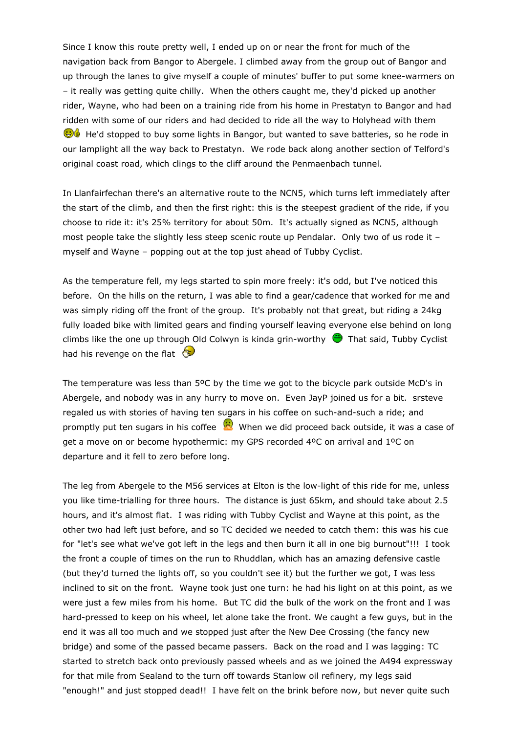Since I know this route pretty well, I ended up on or near the front for much of the navigation back from Bangor to Abergele. I climbed away from the group out of Bangor and up through the lanes to give myself a couple of minutes' buffer to put some knee-warmers on – it really was getting quite chilly. When the others caught me, they'd picked up another rider, Wayne, who had been on a training ride from his home in Prestatyn to Bangor and had ridden with some of our riders and had decided to ride all the way to Holyhead with them. He'd stopped to buy some lights in Bangor, but wanted to save batteries, so he rode in our lamplight all the way back to Prestatyn. We rode back along another section of Telford's original coast road, which clings to the cliff around the Penmaenbach tunnel.

In Llanfairfechan there's an alternative route to the NCN5, which turns left immediately after the start of the climb, and then the first right: this is the steepest gradient of the ride, if you choose to ride it: it's 25% territory for about 50m. It's actually signed as NCN5, although most people take the slightly less steep scenic route up Pendalar. Only two of us rode it – myself and Wayne – popping out at the top just ahead of Tubby Cyclist.

As the temperature fell, my legs started to spin more freely: it's odd, but I've noticed this before. On the hills on the return, I was able to find a gear/cadence that worked for me and was simply riding off the front of the group. It's probably not that great, but riding a 24kg fully loaded bike with limited gears and finding yourself leaving everyone else behind on long climbs like the one up through Old Colwyn is kinda grin-worthy. That said, Tubby Cyclist had his revenge on the flat.

The temperature was less than 5ºC by the time we got to the bicycle park outside McD's in Abergele, and nobody was in any hurry to move on. Even JayP joined us for a bit. srsteve regaled us with stories of having ten sugars in his coffee on such-and-such a ride; and promptly put ten sugars in his coffee. When we did proceed back outside, it was a case of get a move on or become hypothermic: my GPS recorded 4ºC on arrival and 1ºC on departure and it fell to zero before long.

The leg from Abergele to the M56 services at Elton is the low-light of this ride for me, unless you like time-trialling for three hours. The distance is just 65km, and should take about 2.5 hours, and it's almost flat. I was riding with Tubby Cyclist and Wayne at this point, as the other two had left just before, and so TC decided we needed to catch them: this was his cue for "let's see what we've got left in the legs and then burn it all in one big burnout"!!! I took the front a couple of times on the run to Rhuddlan, which has an amazing defensive castle (but they'd turned the lights off, so you couldn't see it) but the further we got, I was less inclined to sit on the front. Wayne took just one turn: he had his light on at this point, as we were just a few miles from his home. But TC did the bulk of the work on the front and I was hard-pressed to keep on his wheel, let alone take the front. We caught a few guys, but in the end it was all too much and we stopped just after the New Dee Crossing (the fancy new bridge) and some of the passed became passers. Back on the road and I was lagging: TC started to stretch back onto previously passed wheels and as we joined the A494 expressway for that mile from Sealand to the turn off towards Stanlow oil refinery, my legs said "enough!" and just stopped dead!! I have felt on the brink before now, but never quite such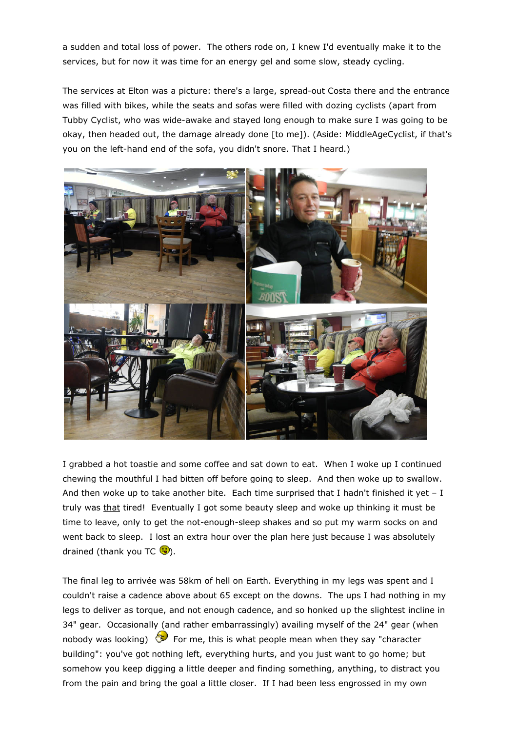a sudden and total loss of power. The others rode on, I knew I'd eventually make it to the services, but for now it was time for an energy gel and some slow, steady cycling.

The services at Elton was a picture: there's a large, spread-out Costa there and the entrance was filled with bikes, while the seats and sofas were filled with dozing cyclists (apart from Tubby Cyclist, who was wide-awake and stayed long enough to make sure I was going to be okay, then headed out, the damage already done [to me]). (Aside: MiddleAgeCyclist, if that's you on the left-hand end of the sofa, you didn't snore. That I heard.)

I grabbed a hot toastie and some coffee and sat down to eat. When I woke up I continued chewing the mouthful I had bitten off before going to sleep. And then woke up to swallow. And then woke up to take another bite. Each time surprised that I hadn't finished it yet – I truly was <u>that</u> tired! Eventually I got some beauty sleep and woke up thinking it must be time to leave, only to get the not-enough-sleep shakes and so put my warm socks on and went back to sleep. I lost an extra hour over the plan here just because I was absolutely drained (thank you TC 😛).

The final leg to arrivée was 58km of hell on Earth. Everything in my legs was spent and I couldn't raise a cadence above about 65 except on the downs. The ups I had nothing in my legs to deliver as torque, and not enough cadence, and so honked up the slightest incline in 34" gear. Occasionally (and rather embarrassingly) availing myself of the 24" gear (when nobody was looking) 😅 For me, this is what people mean when they say "character building": you've got nothing left, everything hurts, and you just want to go home; but somehow you keep digging a little deeper and finding something, anything, to distract you from the pain and bring the goal a little closer. If I had been less engrossed in my own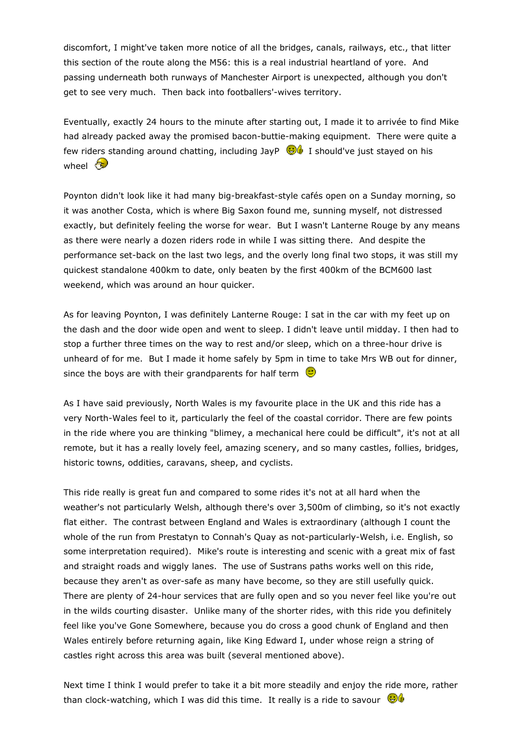discomfort, I might've taken more notice of all the bridges, canals, railways, etc., that litter this section of the route along the M56: this is a real industrial heartland of yore. And passing underneath both runways of Manchester Airport is unexpected, although you don't get to see very much. Then back into footballers'-wives territory.

Eventually, exactly 24 hours to the minute after starting out, I made it to arrivée to find Mike had already packed away the promised bacon-buttie-making equipment. There were quite a few riders standing around chatting, including JayP I should've just stayed on his wheel

Poynton didn't look like it had many big-breakfast-style cafés open on a Sunday morning, so it was another Costa, which is where Big Saxon found me, sunning myself, not distressed exactly, but definitely feeling the worse for wear. But I wasn't Lanterne Rouge by any means as there were nearly a dozen riders rode in while I was sitting there. And despite the performance set-back on the last two legs, and the overly long final two stops, it was still my quickest standalone 400km to date, only beaten by the first 400km of the BCM600 last weekend, which was around an hour quicker.

As for leaving Poynton, I was definitely Lanterne Rouge: I sat in the car with my feet up on the dash and the door wide open and went to sleep. I didn't leave until midday. I then had to stop a further three times on the way to rest and/or sleep, which on a three-hour drive is unheard of for me. But I made it home safely by 5pm in time to take Mrs WB out for dinner, since the boys are with their grandparents for half term

As I have said previously, North Wales is my favourite place in the UK and this ride has a very North-Wales feel to it, particularly the feel of the coastal corridor. There are few points in the ride where you are thinking "blimey, a mechanical here could be difficult", it's not at all remote, but it has a really lovely feel, amazing scenery, and so many castles, follies, bridges, historic towns, oddities, caravans, sheep, and cyclists.

This ride really is great fun and compared to some rides it's not at all hard when the weather's not particularly Welsh, although there's over 3,500m of climbing, so it's not exactly flat either. The contrast between England and Wales is extraordinary (although I count the whole of the run from Prestatyn to Connah's Quay as not-particularly-Welsh, i.e. English, so some interpretation required). Mike's route is interesting and scenic with a great mix of fast and straight roads and wiggly lanes. The use of Sustrans paths works well on this ride, because they aren't as over-safe as many have become, so they are still usefully quick. There are plenty of 24-hour services that are fully open and so you never feel like you're out in the wilds courting disaster. Unlike many of the shorter rides, with this ride you definitely feel like you've Gone Somewhere, because you do cross a good chunk of England and then Wales entirely before returning again, like King Edward I, under whose reign a string of castles right across this area was built (several mentioned above).

Next time I think I would prefer to take it a bit more steadily and enjoy the ride more, rather than clock-watching, which I was did this time. It really is a ride to savour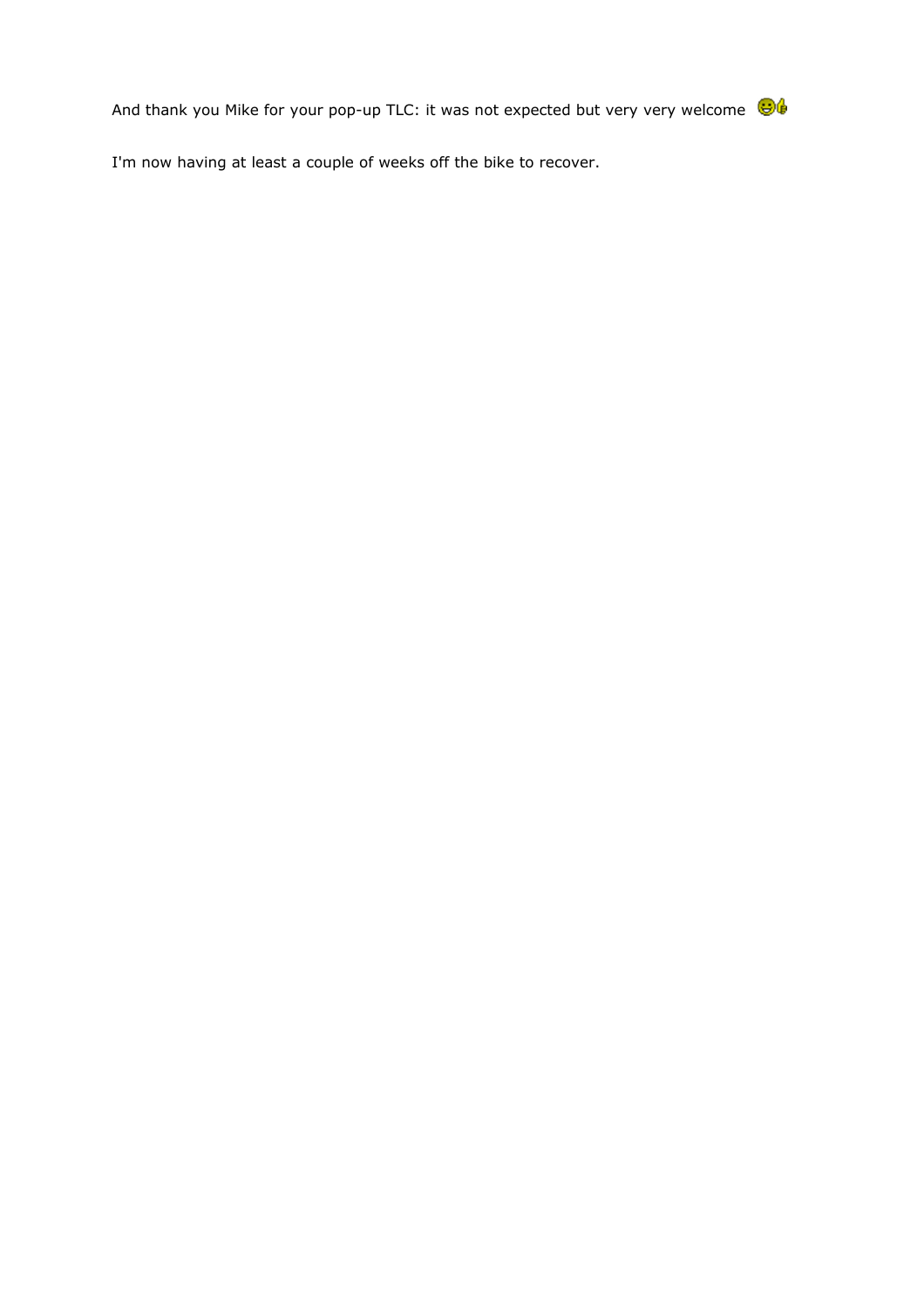And thank you Mike for your pop-up TLC: it was not expected but very very welcome

I'm now having at least a couple of weeks off the bike to recover.